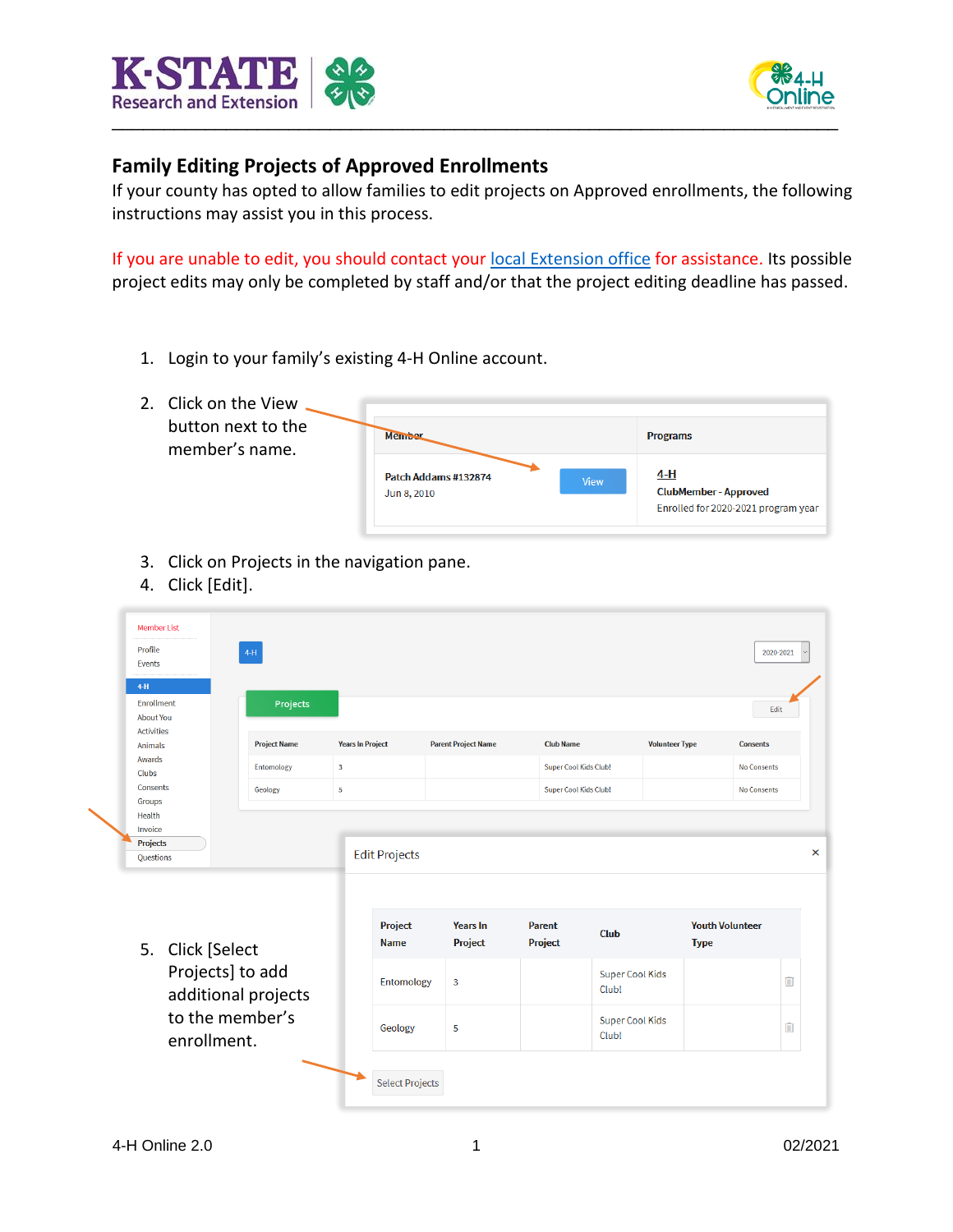# Family Editing Projects of Approved Enrollments

If your county has opted to allow families to edit projects on Approved enrollments, the following instructions may assist you in this process.

If you are unable to edit, you should contact your local Extension office for assistance. Its possible project edits may only be completed by staff and/or that the project editing deadline has passed.

1. Login to your family's existing 4-H Online account.
2. Click on the View button next to the member's name.
3. Click on Projects in the navigation pane.
4. Click [Edit].
5. Click [Select Projects] to add additional projects to the member's enrollment.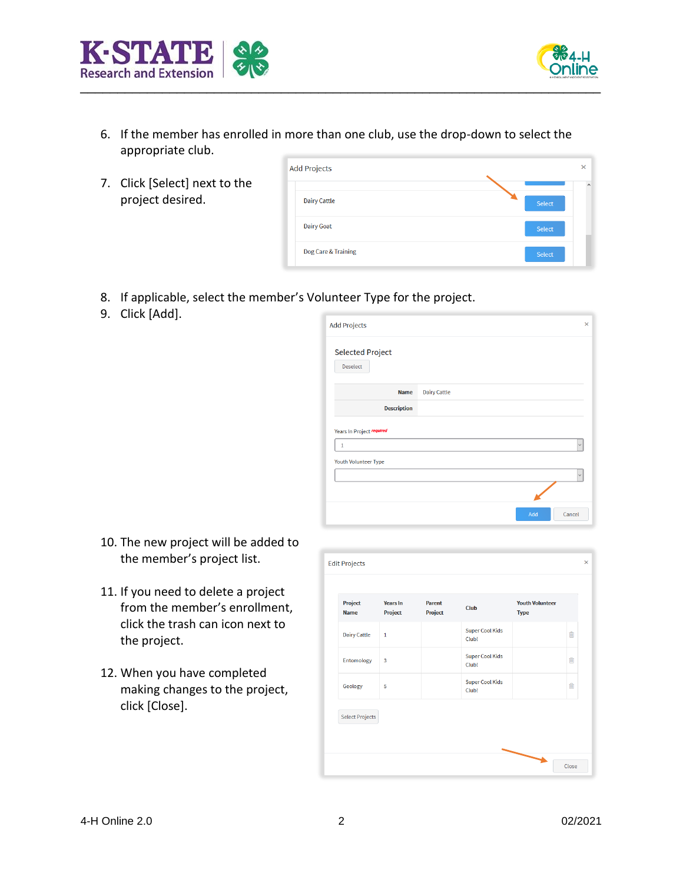6. If the member has enrolled in more than one club, use the drop-down to select the appropriate club.

7. Click [Select] next to the project desired.

8. If applicable, select the member's Volunteer Type for the project.
9. Click [Add].

10. The new project will be added to the member's project list.

11. If you need to delete a project from the member's enrollment, click the trash can icon next to the project.

12. When you have completed making changes to the project, click [Close].